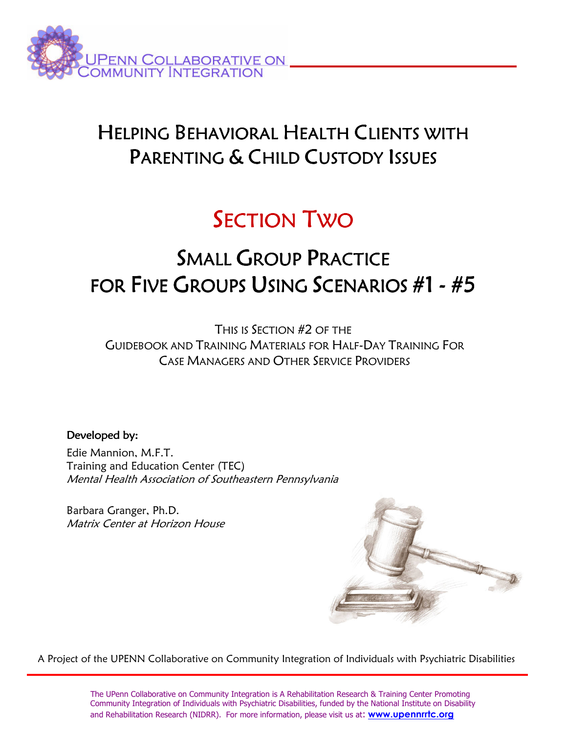UPENN COLLABORATIVE ON COMMUNITY INTEGRATION

# HELPING BEHAVIORAL HEALTH CLIENTS WITH PARENTING & CHILD CUSTODY ISSUES

# SECTION TWO

## SMALL GROUP PRACTICE FOR FIVE GROUPS USING SCENARIOS #1 - #5

THIS IS SECTION #2 OF THE GUIDEBOOK AND TRAINING MATERIALS FOR HALF-DAY TRAINING FOR CASE MANAGERS AND OTHER SERVICE PROVIDERS

**Developed by:**

Edie Mannion, M.F.T.
Training and Education Center (TEC)
*Mental Health Association of Southeastern Pennsylvania*

Barbara Granger, Ph.D.
*Matrix Center at Horizon House*

A Project of the UPENN Collaborative on Community Integration of Individuals with Psychiatric Disabilities

The UPenn Collaborative on Community Integration is A Rehabilitation Research & Training Center Promoting Community Integration of Individuals with Psychiatric Disabilities, funded by the National Institute on Disability and Rehabilitation Research (NIDRR). For more information, please visit us at: **www.upennrrtc.org**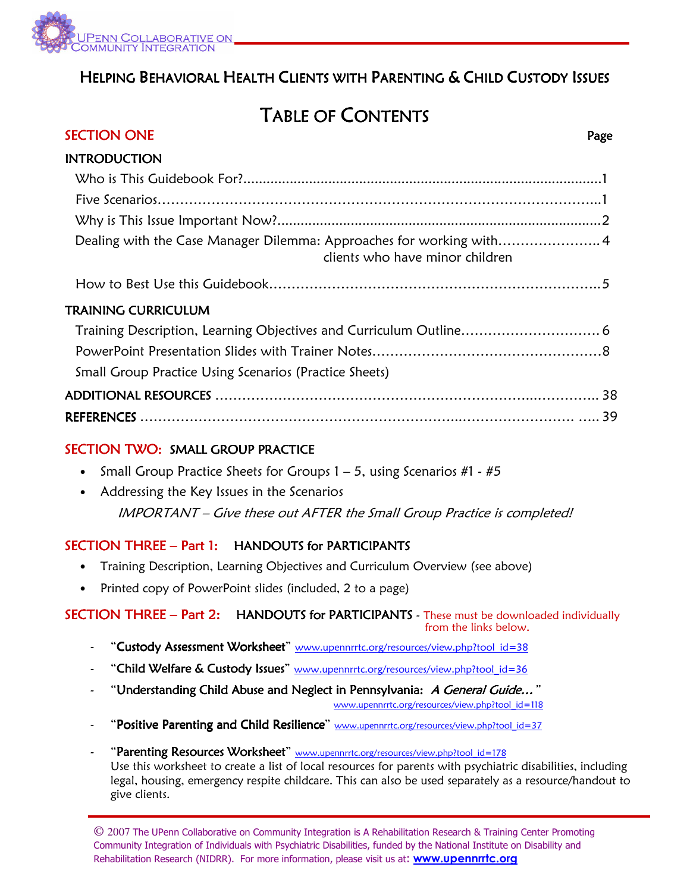UPenn Collaborative on Community Integration

# Helping Behavioral Health Clients with Parenting & Child Custody Issues

## Table of Contents

**SECTION ONE** — Page

**INTRODUCTION**

- Who is This Guidebook For? .......... 1
- Five Scenarios .......... 1
- Why is This Issue Important Now? .......... 2
- Dealing with the Case Manager Dilemma: Approaches for working with clients who have minor children .......... 4
- How to Best Use this Guidebook .......... 5

**TRAINING CURRICULUM**

- Training Description, Learning Objectives and Curriculum Outline .......... 6
- PowerPoint Presentation Slides with Trainer Notes .......... 8
- Small Group Practice Using Scenarios (Practice Sheets)

**ADDITIONAL RESOURCES** .......... 38

**REFERENCES** .......... 39

### SECTION TWO: SMALL GROUP PRACTICE

- Small Group Practice Sheets for Groups 1 – 5, using Scenarios #1 - #5
- Addressing the Key Issues in the Scenarios

  *IMPORTANT – Give these out AFTER the Small Group Practice is completed!*

### SECTION THREE – Part 1: HANDOUTS for PARTICIPANTS

- Training Description, Learning Objectives and Curriculum Overview (see above)
- Printed copy of PowerPoint slides (included, 2 to a page)

### SECTION THREE – Part 2: HANDOUTS for PARTICIPANTS - These must be downloaded individually from the links below.

- "**Custody Assessment Worksheet**" www.upennrrtc.org/resources/view.php?tool_id=38
- "**Child Welfare & Custody Issues**" www.upennrrtc.org/resources/view.php?tool_id=36
- "**Understanding Child Abuse and Neglect in Pennsylvania:** ***A General Guide…***" www.upennrrtc.org/resources/view.php?tool_id=118
- "**Positive Parenting and Child Resilience**" www.upennrrtc.org/resources/view.php?tool_id=37
- "**Parenting Resources Worksheet**" www.upennrrtc.org/resources/view.php?tool_id=178
  Use this worksheet to create a list of local resources for parents with psychiatric disabilities, including legal, housing, emergency respite childcare. This can also be used separately as a resource/handout to give clients.

© 2007 The UPenn Collaborative on Community Integration is A Rehabilitation Research & Training Center Promoting Community Integration of Individuals with Psychiatric Disabilities, funded by the National Institute on Disability and Rehabilitation Research (NIDRR). For more information, please visit us at: **www.upennrrtc.org**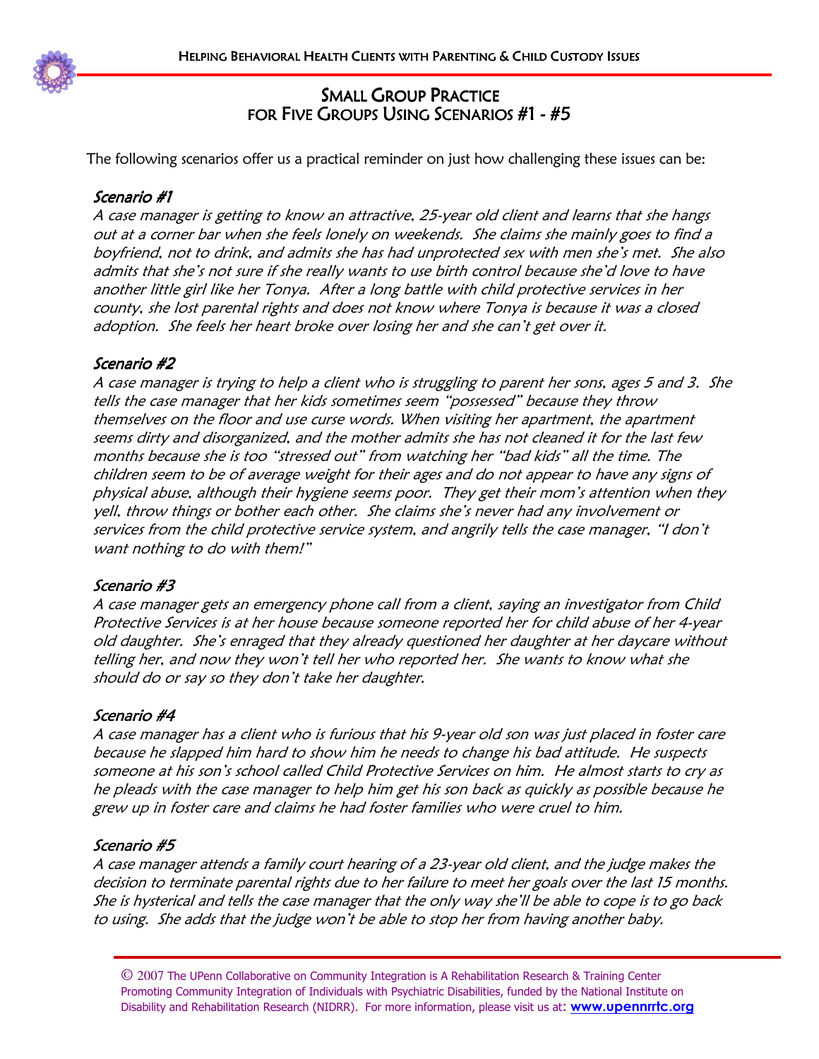## Small Group Practice for Five Groups Using Scenarios #1 - #5

The following scenarios offer us a practical reminder on just how challenging these issues can be:

### Scenario #1

*A case manager is getting to know an attractive, 25-year old client and learns that she hangs out at a corner bar when she feels lonely on weekends. She claims she mainly goes to find a boyfriend, not to drink, and admits she has had unprotected sex with men she's met. She also admits that she's not sure if she really wants to use birth control because she'd love to have another little girl like her Tonya. After a long battle with child protective services in her county, she lost parental rights and does not know where Tonya is because it was a closed adoption. She feels her heart broke over losing her and she can't get over it.*

### Scenario #2

*A case manager is trying to help a client who is struggling to parent her sons, ages 5 and 3. She tells the case manager that her kids sometimes seem "possessed" because they throw themselves on the floor and use curse words. When visiting her apartment, the apartment seems dirty and disorganized, and the mother admits she has not cleaned it for the last few months because she is too "stressed out" from watching her "bad kids" all the time. The children seem to be of average weight for their ages and do not appear to have any signs of physical abuse, although their hygiene seems poor. They get their mom's attention when they yell, throw things or bother each other. She claims she's never had any involvement or services from the child protective service system, and angrily tells the case manager, "I don't want nothing to do with them!"*

### Scenario #3

*A case manager gets an emergency phone call from a client, saying an investigator from Child Protective Services is at her house because someone reported her for child abuse of her 4-year old daughter. She's enraged that they already questioned her daughter at her daycare without telling her, and now they won't tell her who reported her. She wants to know what she should do or say so they don't take her daughter.*

### Scenario #4

*A case manager has a client who is furious that his 9-year old son was just placed in foster care because he slapped him hard to show him he needs to change his bad attitude. He suspects someone at his son's school called Child Protective Services on him. He almost starts to cry as he pleads with the case manager to help him get his son back as quickly as possible because he grew up in foster care and claims he had foster families who were cruel to him.*

### Scenario #5

*A case manager attends a family court hearing of a 23-year old client, and the judge makes the decision to terminate parental rights due to her failure to meet her goals over the last 15 months. She is hysterical and tells the case manager that the only way she'll be able to cope is to go back to using. She adds that the judge won't be able to stop her from having another baby.*

© 2007 The UPenn Collaborative on Community Integration is A Rehabilitation Research & Training Center Promoting Community Integration of Individuals with Psychiatric Disabilities, funded by the National Institute on Disability and Rehabilitation Research (NIDRR). For more information, please visit us at: **www.upennrrtc.org**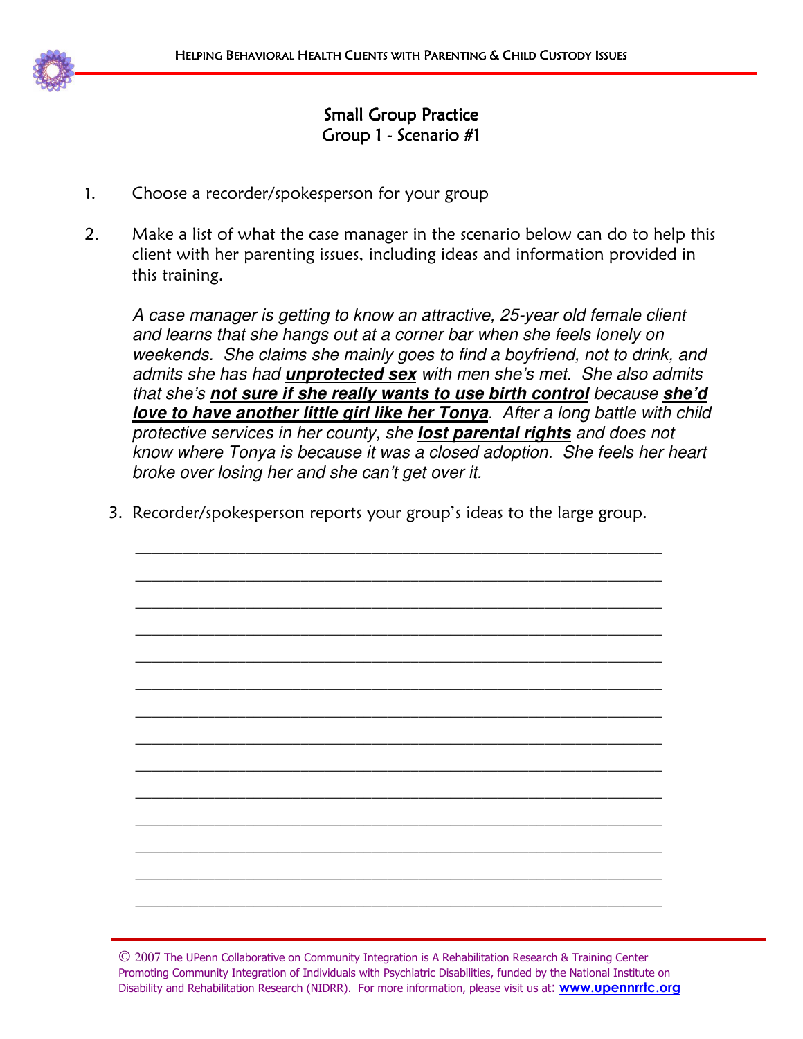## Small Group Practice
## Group 1 - Scenario #1

1. Choose a recorder/spokesperson for your group

2. Make a list of what the case manager in the scenario below can do to help this client with her parenting issues, including ideas and information provided in this training.

   *A case manager is getting to know an attractive, 25-year old female client and learns that she hangs out at a corner bar when she feels lonely on weekends. She claims she mainly goes to find a boyfriend, not to drink, and admits she has had **unprotected sex** with men she's met. She also admits that she's **not sure if she really wants to use birth control** because **she'd love to have another little girl like her Tonya**. After a long battle with child protective services in her county, she **lost parental rights** and does not know where Tonya is because it was a closed adoption. She feels her heart broke over losing her and she can't get over it.*

3. Recorder/spokesperson reports your group's ideas to the large group.

______________________________________________________________________

______________________________________________________________________

______________________________________________________________________

______________________________________________________________________

______________________________________________________________________

______________________________________________________________________

______________________________________________________________________

______________________________________________________________________

______________________________________________________________________

______________________________________________________________________

______________________________________________________________________

______________________________________________________________________

______________________________________________________________________

______________________________________________________________________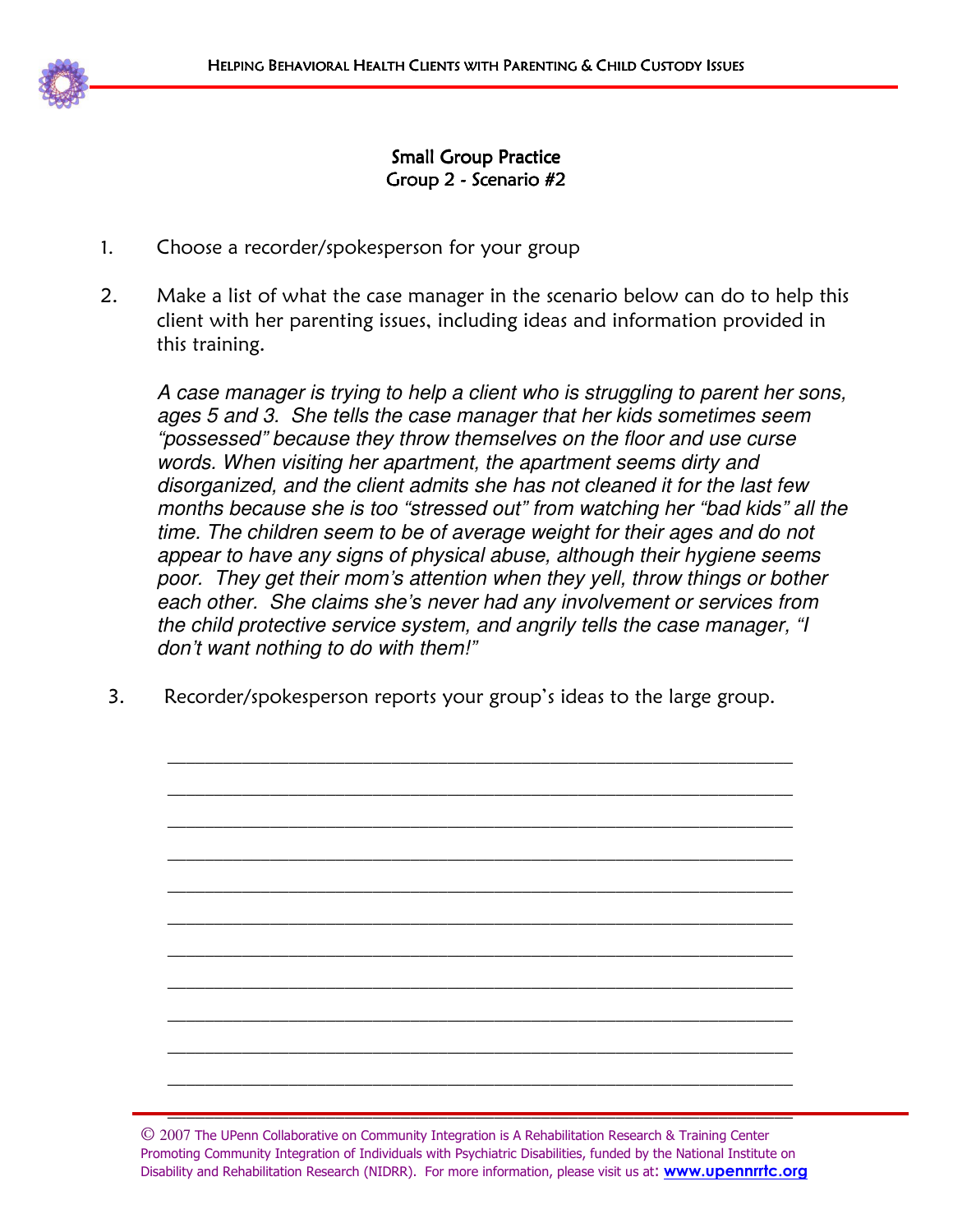## Small Group Practice
## Group 2 - Scenario #2

1. Choose a recorder/spokesperson for your group

2. Make a list of what the case manager in the scenario below can do to help this client with her parenting issues, including ideas and information provided in this training.

   *A case manager is trying to help a client who is struggling to parent her sons, ages 5 and 3. She tells the case manager that her kids sometimes seem "possessed" because they throw themselves on the floor and use curse words. When visiting her apartment, the apartment seems dirty and disorganized, and the client admits she has not cleaned it for the last few months because she is too "stressed out" from watching her "bad kids" all the time. The children seem to be of average weight for their ages and do not appear to have any signs of physical abuse, although their hygiene seems poor. They get their mom's attention when they yell, throw things or bother each other. She claims she's never had any involvement or services from the child protective service system, and angrily tells the case manager, "I don't want nothing to do with them!"*

3. Recorder/spokesperson reports your group's ideas to the large group.

______________________________________________________________

______________________________________________________________

______________________________________________________________

______________________________________________________________

______________________________________________________________

______________________________________________________________

______________________________________________________________

______________________________________________________________

______________________________________________________________

______________________________________________________________

______________________________________________________________

______________________________________________________________

© 2007 The UPenn Collaborative on Community Integration is A Rehabilitation Research & Training Center Promoting Community Integration of Individuals with Psychiatric Disabilities, funded by the National Institute on Disability and Rehabilitation Research (NIDRR). For more information, please visit us at: **www.upennrrtc.org**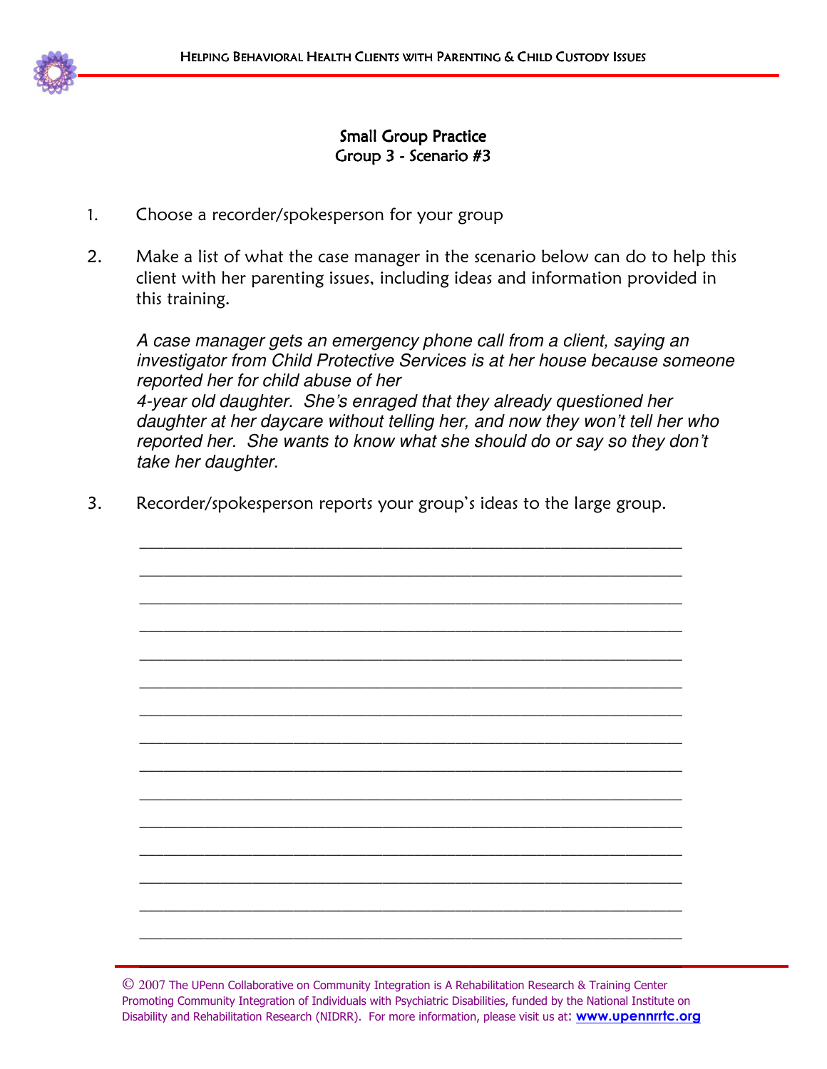## Small Group Practice
## Group 3 - Scenario #3

1. Choose a recorder/spokesperson for your group

2. Make a list of what the case manager in the scenario below can do to help this client with her parenting issues, including ideas and information provided in this training.

   *A case manager gets an emergency phone call from a client, saying an investigator from Child Protective Services is at her house because someone reported her for child abuse of her 4-year old daughter. She's enraged that they already questioned her daughter at her daycare without telling her, and now they won't tell her who reported her. She wants to know what she should do or say so they don't take her daughter.*

3. Recorder/spokesperson reports your group's ideas to the large group.

______________________________________________________________

______________________________________________________________

______________________________________________________________

______________________________________________________________

______________________________________________________________

______________________________________________________________

______________________________________________________________

______________________________________________________________

______________________________________________________________

______________________________________________________________

______________________________________________________________

______________________________________________________________

______________________________________________________________

______________________________________________________________

______________________________________________________________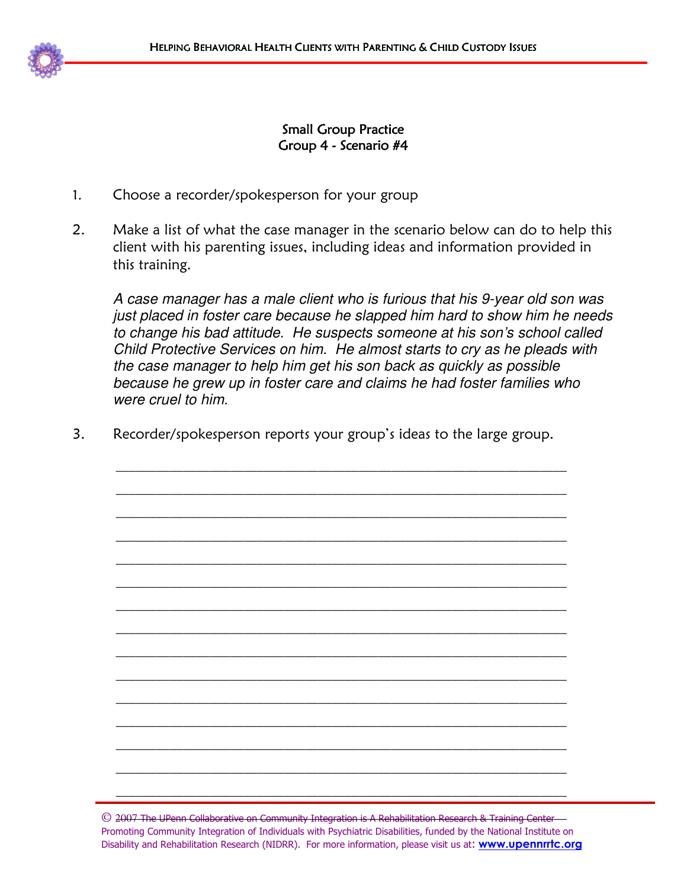## Small Group Practice
## Group 4 - Scenario #4

1. Choose a recorder/spokesperson for your group

2. Make a list of what the case manager in the scenario below can do to help this client with his parenting issues, including ideas and information provided in this training.

   *A case manager has a male client who is furious that his 9-year old son was just placed in foster care because he slapped him hard to show him he needs to change his bad attitude. He suspects someone at his son's school called Child Protective Services on him. He almost starts to cry as he pleads with the case manager to help him get his son back as quickly as possible because he grew up in foster care and claims he had foster families who were cruel to him.*

3. Recorder/spokesperson reports your group's ideas to the large group.

______________________________________________________________

______________________________________________________________

______________________________________________________________

______________________________________________________________

______________________________________________________________

______________________________________________________________

______________________________________________________________

______________________________________________________________

______________________________________________________________

______________________________________________________________

______________________________________________________________

______________________________________________________________

______________________________________________________________

______________________________________________________________

______________________________________________________________

© 2007 The UPenn Collaborative on Community Integration is A Rehabilitation Research & Training Center Promoting Community Integration of Individuals with Psychiatric Disabilities, funded by the National Institute on Disability and Rehabilitation Research (NIDRR). For more information, please visit us at: **www.upennrrtc.org**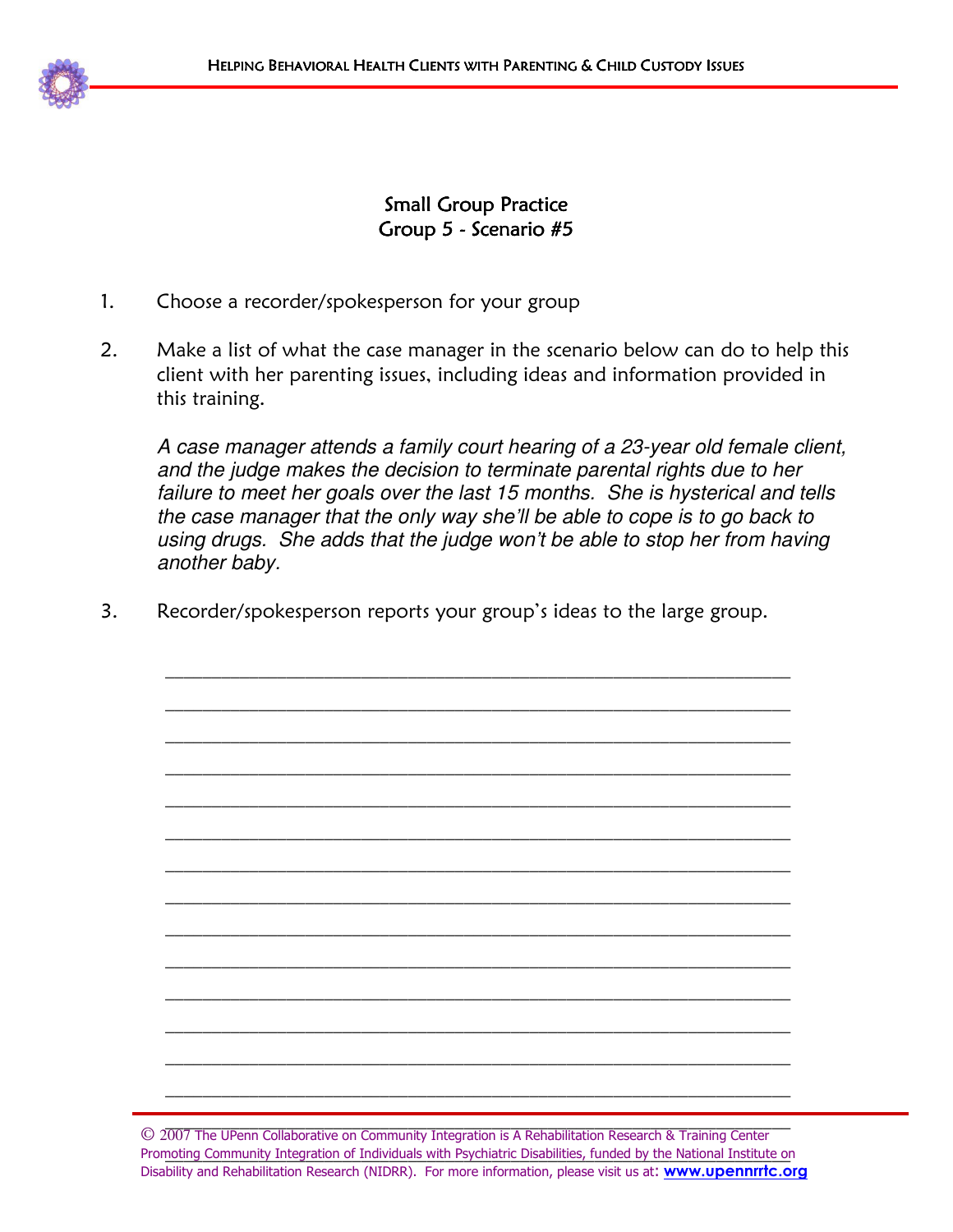## Small Group Practice
## Group 5 - Scenario #5

1. Choose a recorder/spokesperson for your group

2. Make a list of what the case manager in the scenario below can do to help this client with her parenting issues, including ideas and information provided in this training.

   *A case manager attends a family court hearing of a 23-year old female client, and the judge makes the decision to terminate parental rights due to her failure to meet her goals over the last 15 months. She is hysterical and tells the case manager that the only way she'll be able to cope is to go back to using drugs. She adds that the judge won't be able to stop her from having another baby.*

3. Recorder/spokesperson reports your group's ideas to the large group.

______________________________________________________________

______________________________________________________________

______________________________________________________________

______________________________________________________________

______________________________________________________________

______________________________________________________________

______________________________________________________________

______________________________________________________________

______________________________________________________________

______________________________________________________________

______________________________________________________________

______________________________________________________________

______________________________________________________________

______________________________________________________________

______________________________________________________________

© 2007 The UPenn Collaborative on Community Integration is A Rehabilitation Research & Training Center Promoting Community Integration of Individuals with Psychiatric Disabilities, funded by the National Institute on Disability and Rehabilitation Research (NIDRR). For more information, please visit us at: **www.upennrrtc.org**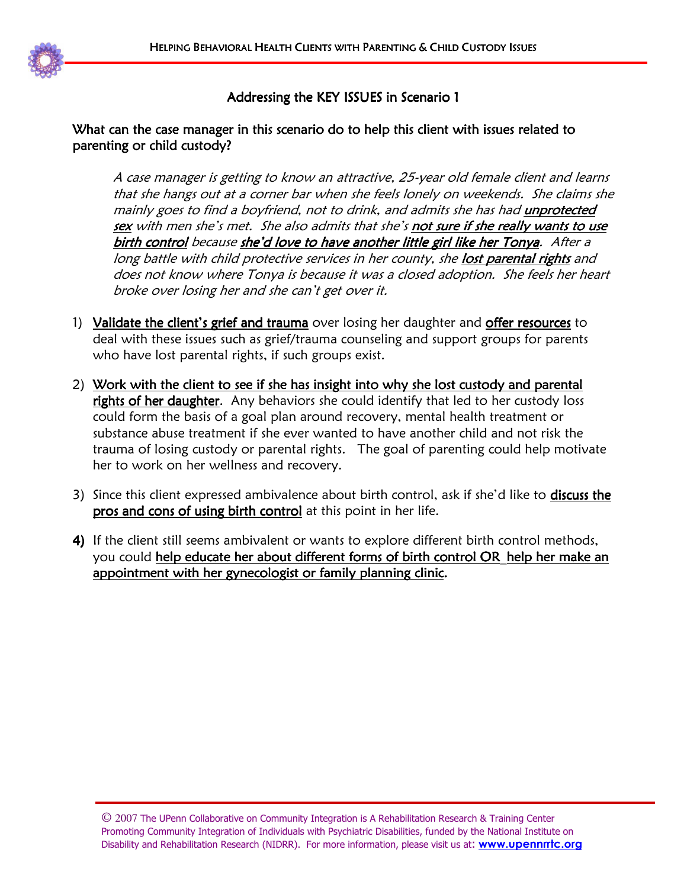## Addressing the KEY ISSUES in Scenario 1

What can the case manager in this scenario do to help this client with issues related to parenting or child custody?

> *A case manager is getting to know an attractive, 25-year old female client and learns that she hangs out at a corner bar when she feels lonely on weekends. She claims she mainly goes to find a boyfriend, not to drink, and admits she has had **unprotected sex** with men she's met. She also admits that she's **not sure if she really wants to use birth control** because **she'd love to have another little girl like her Tonya**. After a long battle with child protective services in her county, she **lost parental rights** and does not know where Tonya is because it was a closed adoption. She feels her heart broke over losing her and she can't get over it.*

1) Validate the client's grief and trauma over losing her daughter and offer resources to deal with these issues such as grief/trauma counseling and support groups for parents who have lost parental rights, if such groups exist.

2) Work with the client to see if she has insight into why she lost custody and parental rights of her daughter. Any behaviors she could identify that led to her custody loss could form the basis of a goal plan around recovery, mental health treatment or substance abuse treatment if she ever wanted to have another child and not risk the trauma of losing custody or parental rights. The goal of parenting could help motivate her to work on her wellness and recovery.

3) Since this client expressed ambivalence about birth control, ask if she'd like to discuss the pros and cons of using birth control at this point in her life.

4) If the client still seems ambivalent or wants to explore different birth control methods, you could help educate her about different forms of birth control OR help her make an appointment with her gynecologist or family planning clinic.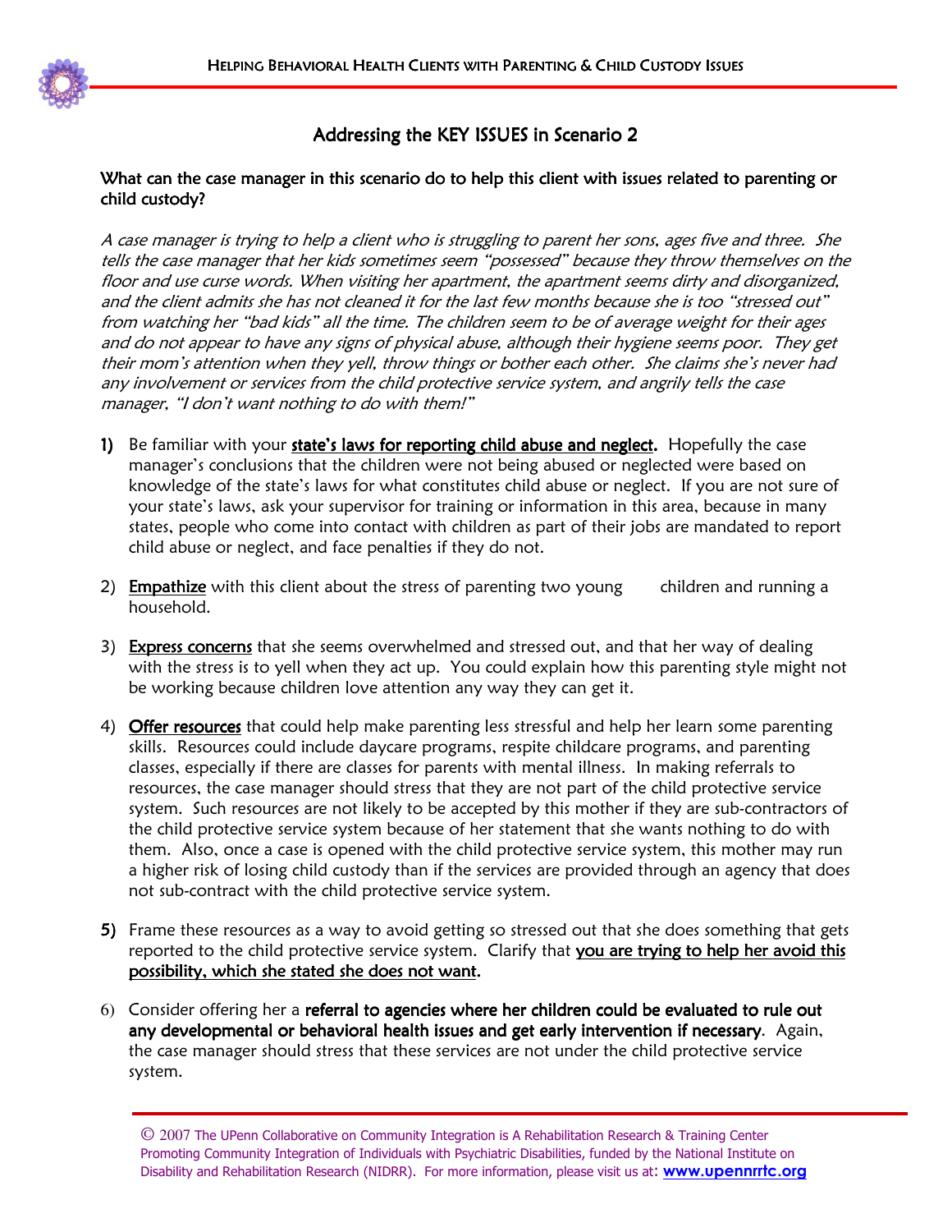## Addressing the KEY ISSUES in Scenario 2

**What can the case manager in this scenario do to help this client with issues related to parenting or child custody?**

*A case manager is trying to help a client who is struggling to parent her sons, ages five and three. She tells the case manager that her kids sometimes seem "possessed" because they throw themselves on the floor and use curse words. When visiting her apartment, the apartment seems dirty and disorganized, and the client admits she has not cleaned it for the last few months because she is too "stressed out" from watching her "bad kids" all the time. The children seem to be of average weight for their ages and do not appear to have any signs of physical abuse, although their hygiene seems poor. They get their mom's attention when they yell, throw things or bother each other. She claims she's never had any involvement or services from the child protective service system, and angrily tells the case manager, "I don't want nothing to do with them!"*

1) Be familiar with your <u>**state's laws for reporting child abuse and neglect**</u>. Hopefully the case manager's conclusions that the children were not being abused or neglected were based on knowledge of the state's laws for what constitutes child abuse or neglect. If you are not sure of your state's laws, ask your supervisor for training or information in this area, because in many states, people who come into contact with children as part of their jobs are mandated to report child abuse or neglect, and face penalties if they do not.

2) <u>**Empathize**</u> with this client about the stress of parenting two young children and running a household.

3) <u>**Express concerns**</u> that she seems overwhelmed and stressed out, and that her way of dealing with the stress is to yell when they act up. You could explain how this parenting style might not be working because children love attention any way they can get it.

4) <u>**Offer resources**</u> that could help make parenting less stressful and help her learn some parenting skills. Resources could include daycare programs, respite childcare programs, and parenting classes, especially if there are classes for parents with mental illness. In making referrals to resources, the case manager should stress that they are not part of the child protective service system. Such resources are not likely to be accepted by this mother if they are sub-contractors of the child protective service system because of her statement that she wants nothing to do with them. Also, once a case is opened with the child protective service system, this mother may run a higher risk of losing child custody than if the services are provided through an agency that does not sub-contract with the child protective service system.

5) Frame these resources as a way to avoid getting so stressed out that she does something that gets reported to the child protective service system. Clarify that <u>**you are trying to help her avoid this possibility, which she stated she does not want**</u>.

6) Consider offering her a **referral to agencies where her children could be evaluated to rule out any developmental or behavioral health issues and get early intervention if necessary**. Again, the case manager should stress that these services are not under the child protective service system.

© 2007 The UPenn Collaborative on Community Integration is A Rehabilitation Research & Training Center Promoting Community Integration of Individuals with Psychiatric Disabilities, funded by the National Institute on Disability and Rehabilitation Research (NIDRR). For more information, please visit us at: **www.upennrrtc.org**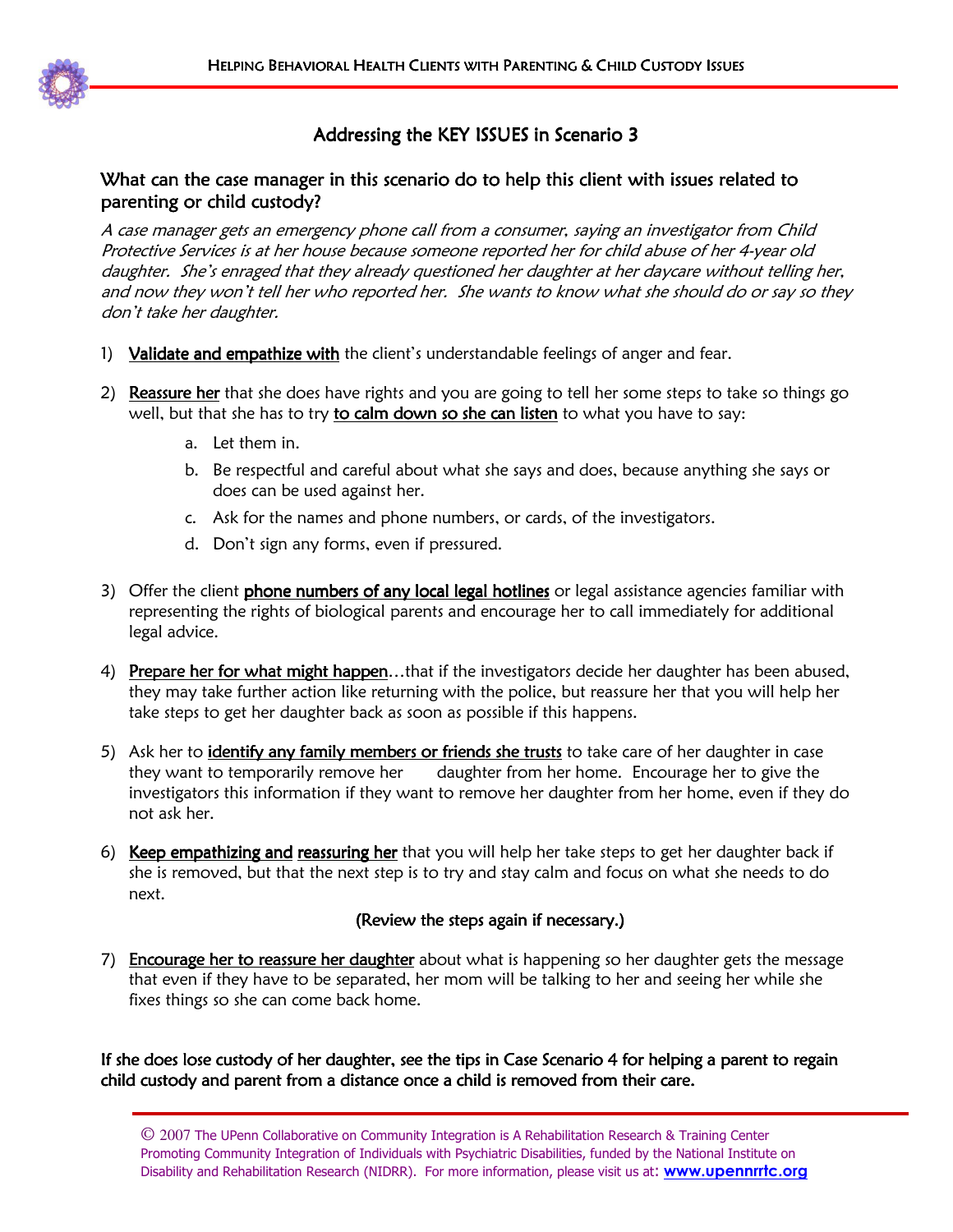## Addressing the KEY ISSUES in Scenario 3

### What can the case manager in this scenario do to help this client with issues related to parenting or child custody?

*A case manager gets an emergency phone call from a consumer, saying an investigator from Child Protective Services is at her house because someone reported her for child abuse of her 4-year old daughter. She's enraged that they already questioned her daughter at her daycare without telling her, and now they won't tell her who reported her. She wants to know what she should do or say so they don't take her daughter.*

1) Validate and empathize with the client's understandable feelings of anger and fear.

2) Reassure her that she does have rights and you are going to tell her some steps to take so things go well, but that she has to try to calm down so she can listen to what you have to say:
   a. Let them in.
   b. Be respectful and careful about what she says and does, because anything she says or does can be used against her.
   c. Ask for the names and phone numbers, or cards, of the investigators.
   d. Don't sign any forms, even if pressured.

3) Offer the client phone numbers of any local legal hotlines or legal assistance agencies familiar with representing the rights of biological parents and encourage her to call immediately for additional legal advice.

4) Prepare her for what might happen…that if the investigators decide her daughter has been abused, they may take further action like returning with the police, but reassure her that you will help her take steps to get her daughter back as soon as possible if this happens.

5) Ask her to identify any family members or friends she trusts to take care of her daughter in case they want to temporarily remove her daughter from her home. Encourage her to give the investigators this information if they want to remove her daughter from her home, even if they do not ask her.

6) Keep empathizing and reassuring her that you will help her take steps to get her daughter back if she is removed, but that the next step is to try and stay calm and focus on what she needs to do next.

   (Review the steps again if necessary.)

7) Encourage her to reassure her daughter about what is happening so her daughter gets the message that even if they have to be separated, her mom will be talking to her and seeing her while she fixes things so she can come back home.

If she does lose custody of her daughter, see the tips in Case Scenario 4 for helping a parent to regain child custody and parent from a distance once a child is removed from their care.

© 2007 The UPenn Collaborative on Community Integration is A Rehabilitation Research & Training Center Promoting Community Integration of Individuals with Psychiatric Disabilities, funded by the National Institute on Disability and Rehabilitation Research (NIDRR). For more information, please visit us at: **www.upennrrtc.org**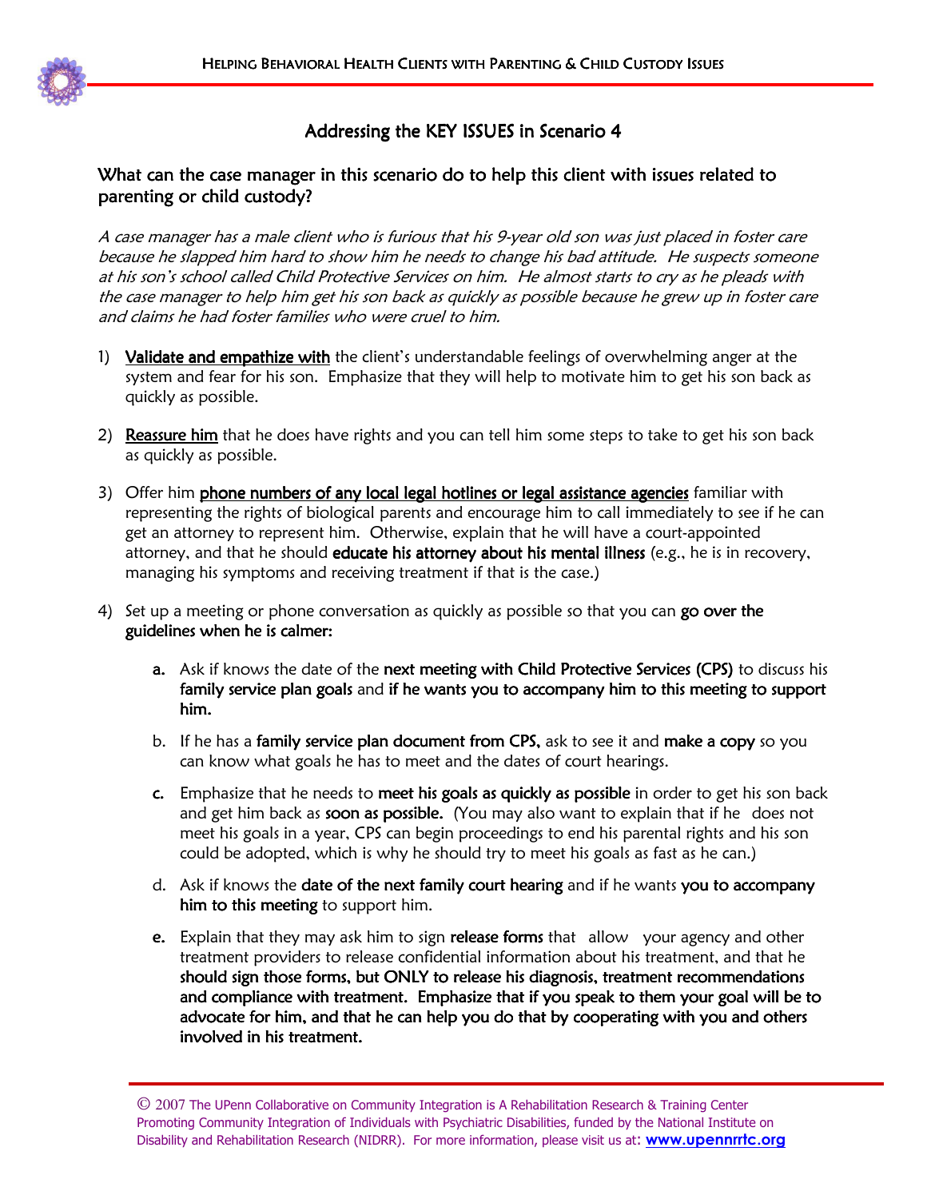## Addressing the KEY ISSUES in Scenario 4

### What can the case manager in this scenario do to help this client with issues related to parenting or child custody?

*A case manager has a male client who is furious that his 9-year old son was just placed in foster care because he slapped him hard to show him he needs to change his bad attitude. He suspects someone at his son's school called Child Protective Services on him. He almost starts to cry as he pleads with the case manager to help him get his son back as quickly as possible because he grew up in foster care and claims he had foster families who were cruel to him.*

1) **Validate and empathize with** the client's understandable feelings of overwhelming anger at the system and fear for his son. Emphasize that they will help to motivate him to get his son back as quickly as possible.

2) **Reassure him** that he does have rights and you can tell him some steps to take to get his son back as quickly as possible.

3) Offer him **phone numbers of any local legal hotlines or legal assistance agencies** familiar with representing the rights of biological parents and encourage him to call immediately to see if he can get an attorney to represent him. Otherwise, explain that he will have a court-appointed attorney, and that he should **educate his attorney about his mental illness** (e.g., he is in recovery, managing his symptoms and receiving treatment if that is the case.)

4) Set up a meeting or phone conversation as quickly as possible so that you can **go over the guidelines when he is calmer:**

   a. Ask if knows the date of the **next meeting with Child Protective Services (CPS)** to discuss his **family service plan goals** and **if he wants you to accompany him to this meeting to support him.**

   b. If he has a **family service plan document from CPS,** ask to see it and **make a copy** so you can know what goals he has to meet and the dates of court hearings.

   c. Emphasize that he needs to **meet his goals as quickly as possible** in order to get his son back and get him back as **soon as possible.** (You may also want to explain that if he does not meet his goals in a year, CPS can begin proceedings to end his parental rights and his son could be adopted, which is why he should try to meet his goals as fast as he can.)

   d. Ask if knows the **date of the next family court hearing** and if he wants **you to accompany him to this meeting** to support him.

   e. Explain that they may ask him to sign **release forms** that allow your agency and other treatment providers to release confidential information about his treatment, and that he **should sign those forms, but ONLY to release his diagnosis, treatment recommendations and compliance with treatment. Emphasize that if you speak to them your goal will be to advocate for him, and that he can help you do that by cooperating with you and others involved in his treatment.**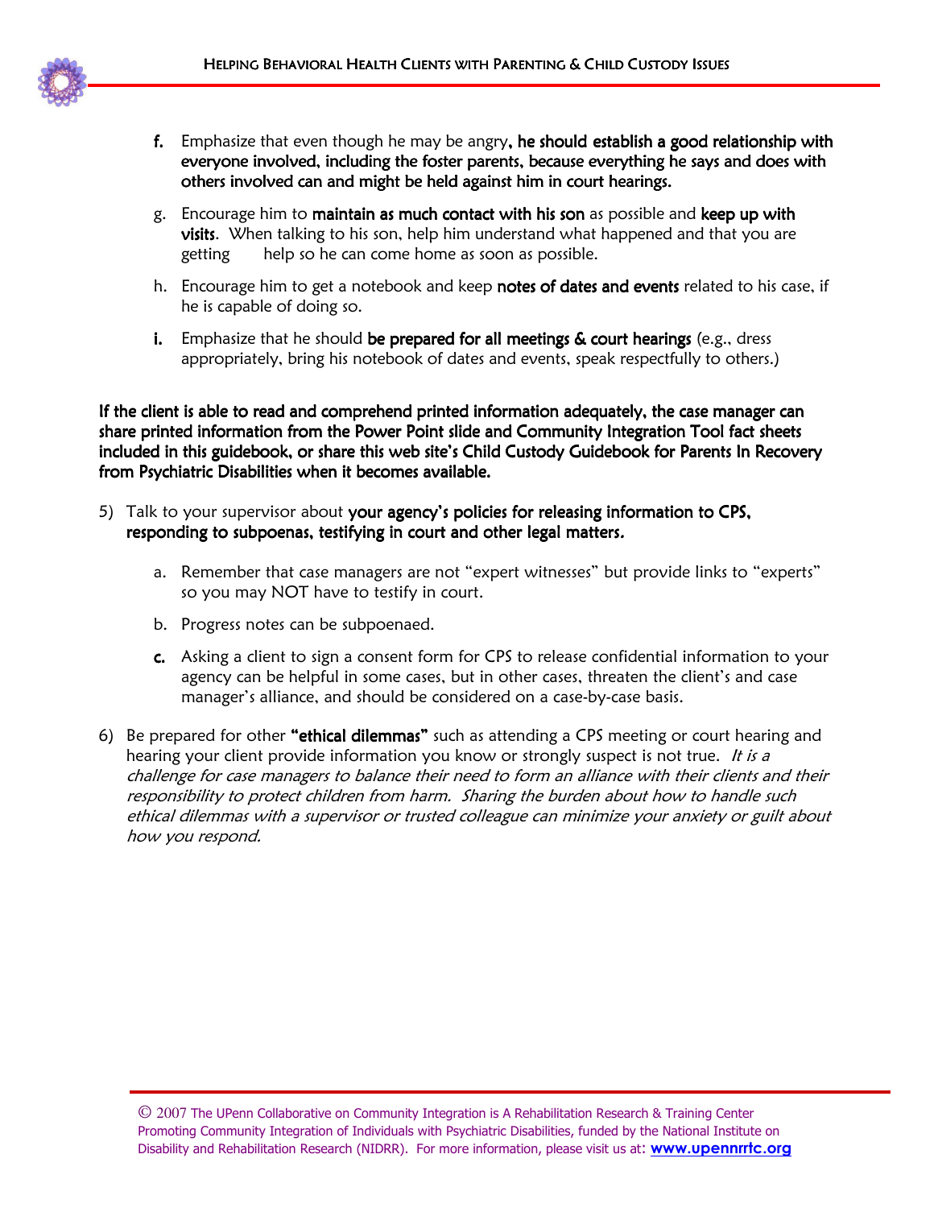f. Emphasize that even though he may be angry, **he should establish a good relationship with everyone involved, including the foster parents, because everything he says and does with others involved can and might be held against him in court hearings.**

g. Encourage him to **maintain as much contact with his son** as possible and **keep up with visits**. When talking to his son, help him understand what happened and that you are getting help so he can come home as soon as possible.

h. Encourage him to get a notebook and keep **notes of dates and events** related to his case, if he is capable of doing so.

i. Emphasize that he should **be prepared for all meetings & court hearings** (e.g., dress appropriately, bring his notebook of dates and events, speak respectfully to others.)

**If the client is able to read and comprehend printed information adequately, the case manager can share printed information from the Power Point slide and Community Integration Tool fact sheets included in this guidebook, or share this web site's Child Custody Guidebook for Parents In Recovery from Psychiatric Disabilities when it becomes available.**

5) Talk to your supervisor about **your agency's policies for releasing information to CPS, responding to subpoenas, testifying in court and other legal matters.**

   a. Remember that case managers are not "expert witnesses" but provide links to "experts" so you may NOT have to testify in court.

   b. Progress notes can be subpoenaed.

   c. Asking a client to sign a consent form for CPS to release confidential information to your agency can be helpful in some cases, but in other cases, threaten the client's and case manager's alliance, and should be considered on a case-by-case basis.

6) Be prepared for other **"ethical dilemmas"** such as attending a CPS meeting or court hearing and hearing your client provide information you know or strongly suspect is not true. *It is a challenge for case managers to balance their need to form an alliance with their clients and their responsibility to protect children from harm. Sharing the burden about how to handle such ethical dilemmas with a supervisor or trusted colleague can minimize your anxiety or guilt about how you respond.*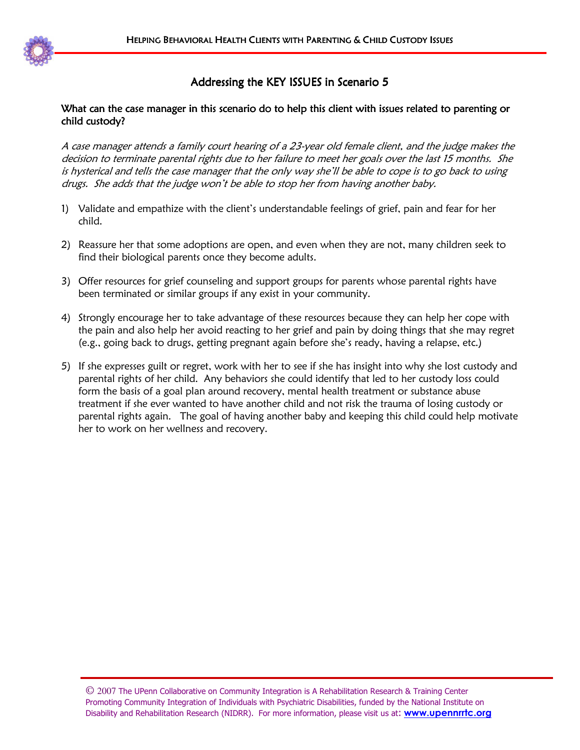## Addressing the KEY ISSUES in Scenario 5

### What can the case manager in this scenario do to help this client with issues related to parenting or child custody?

*A case manager attends a family court hearing of a 23-year old female client, and the judge makes the decision to terminate parental rights due to her failure to meet her goals over the last 15 months. She is hysterical and tells the case manager that the only way she'll be able to cope is to go back to using drugs. She adds that the judge won't be able to stop her from having another baby.*

1) Validate and empathize with the client's understandable feelings of grief, pain and fear for her child.

2) Reassure her that some adoptions are open, and even when they are not, many children seek to find their biological parents once they become adults.

3) Offer resources for grief counseling and support groups for parents whose parental rights have been terminated or similar groups if any exist in your community.

4) Strongly encourage her to take advantage of these resources because they can help her cope with the pain and also help her avoid reacting to her grief and pain by doing things that she may regret (e.g., going back to drugs, getting pregnant again before she's ready, having a relapse, etc.)

5) If she expresses guilt or regret, work with her to see if she has insight into why she lost custody and parental rights of her child. Any behaviors she could identify that led to her custody loss could form the basis of a goal plan around recovery, mental health treatment or substance abuse treatment if she ever wanted to have another child and not risk the trauma of losing custody or parental rights again. The goal of having another baby and keeping this child could help motivate her to work on her wellness and recovery.